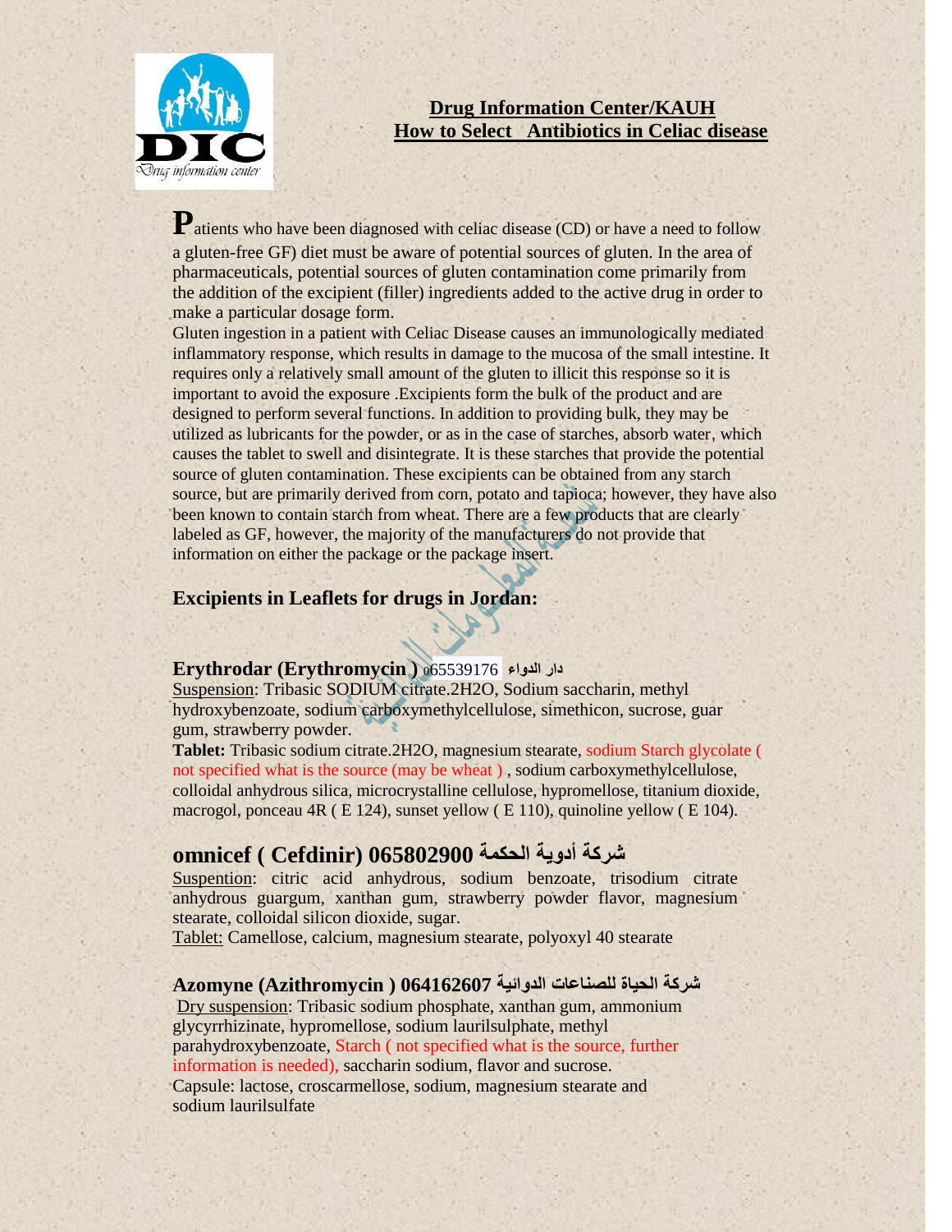## Drug Information Center/KAUH

## How to Select Antibiotics in Celiac disease

Patients who have been diagnosed with celiac disease (CD) or have a need to follow a gluten-free GF) diet must be aware of potential sources of gluten. In the area of pharmaceuticals, potential sources of gluten contamination come primarily from the addition of the excipient (filler) ingredients added to the active drug in order to make a particular dosage form.

Gluten ingestion in a patient with Celiac Disease causes an immunologically mediated inflammatory response, which results in damage to the mucosa of the small intestine. It requires only a relatively small amount of the gluten to illicit this response so it is important to avoid the exposure .Excipients form the bulk of the product and are designed to perform several functions. In addition to providing bulk, they may be utilized as lubricants for the powder, or as in the case of starches, absorb water, which causes the tablet to swell and disintegrate. It is these starches that provide the potential source of gluten contamination. These excipients can be obtained from any starch source, but are primarily derived from corn, potato and tapioca; however, they have also been known to contain starch from wheat. There are a few products that are clearly labeled as GF, however, the majority of the manufacturers do not provide that information on either the package or the package insert.

### Excipients in Leaflets for drugs in Jordan:

### Erythrodar (Erythromycin ) 065539176 دار الدواء

Suspension: Tribasic SODIUM citrate.2H2O, Sodium saccharin, methyl hydroxybenzoate, sodium carboxymethylcellulose, simethicon, sucrose, guar gum, strawberry powder.

**Tablet:** Tribasic sodium citrate.2H2O, magnesium stearate, sodium Starch glycolate ( not specified what is the source (may be wheat ) , sodium carboxymethylcellulose, colloidal anhydrous silica, microcrystalline cellulose, hypromellose, titanium dioxide, macrogol, ponceau 4R ( E 124), sunset yellow ( E 110), quinoline yellow ( E 104).

### omnicef ( Cefdinir) 065802900 شركة أدوية الحكمة

Suspention: citric acid anhydrous, sodium benzoate, trisodium citrate anhydrous guargum, xanthan gum, strawberry powder flavor, magnesium stearate, colloidal silicon dioxide, sugar.

Tablet: Camellose, calcium, magnesium stearate, polyoxyl 40 stearate

### Azomyne (Azithromycin ) 064162607 شركة الحياة للصناعات الدوائية

Dry suspension: Tribasic sodium phosphate, xanthan gum, ammonium glycyrrhizinate, hypromellose, sodium laurilsulphate, methyl parahydroxybenzoate, Starch ( not specified what is the source, further information is needed), saccharin sodium, flavor and sucrose.

Capsule: lactose, croscarmellose, sodium, magnesium stearate and sodium laurilsulfate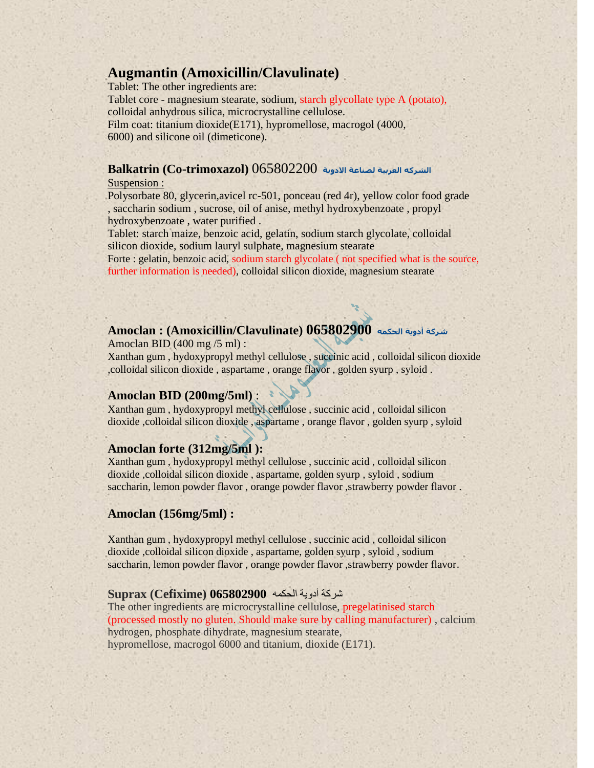## Augmantin (Amoxicillin/Clavulinate)

Tablet: The other ingredients are:
Tablet core - magnesium stearate, sodium, starch glycollate type A (potato), colloidal anhydrous silica, microcrystalline cellulose.
Film coat: titanium dioxide(E171), hypromellose, macrogol (4000, 6000) and silicone oil (dimeticone).

## Balkatrin (Co-trimoxazol) 065802200 الشركه العربية لصناعة الادوية

Suspension :
Polysorbate 80, glycerin,avicel rc-501, ponceau (red 4r), yellow color food grade , saccharin sodium , sucrose, oil of anise, methyl hydroxybenzoate , propyl hydroxybenzoate , water purified .
Tablet: starch maize, benzoic acid, gelatin, sodium starch glycolate, colloidal silicon dioxide, sodium lauryl sulphate, magnesium stearate
Forte : gelatin, benzoic acid, sodium starch glycolate ( not specified what is the source, further information is needed), colloidal silicon dioxide, magnesium stearate

## Amoclan : (Amoxicillin/Clavulinate) 065802900 شركة أدوية الحكمه

Amoclan BID (400 mg /5 ml) :
Xanthan gum , hydoxypropyl methyl cellulose , succinic acid , colloidal silicon dioxide ,colloidal silicon dioxide , aspartame , orange flavor , golden syurp , syloid .

### Amoclan BID (200mg/5ml) :

Xanthan gum , hydoxypropyl methyl cellulose , succinic acid , colloidal silicon dioxide ,colloidal silicon dioxide , aspartame , orange flavor , golden syurp , syloid

### Amoclan forte (312mg/5ml ):

Xanthan gum , hydoxypropyl methyl cellulose , succinic acid , colloidal silicon dioxide ,colloidal silicon dioxide , aspartame, golden syurp , syloid , sodium saccharin, lemon powder flavor , orange powder flavor ,strawberry powder flavor .

### Amoclan (156mg/5ml) :

Xanthan gum , hydoxypropyl methyl cellulose , succinic acid , colloidal silicon dioxide ,colloidal silicon dioxide , aspartame, golden syurp , syloid , sodium saccharin, lemon powder flavor , orange powder flavor ,strawberry powder flavor.

## Suprax (Cefixime) 065802900 شركة أدوية الحكمه

The other ingredients are microcrystalline cellulose, pregelatinised starch (processed mostly no gluten. Should make sure by calling manufacturer) , calcium hydrogen, phosphate dihydrate, magnesium stearate, hypromellose, macrogol 6000 and titanium, dioxide (E171).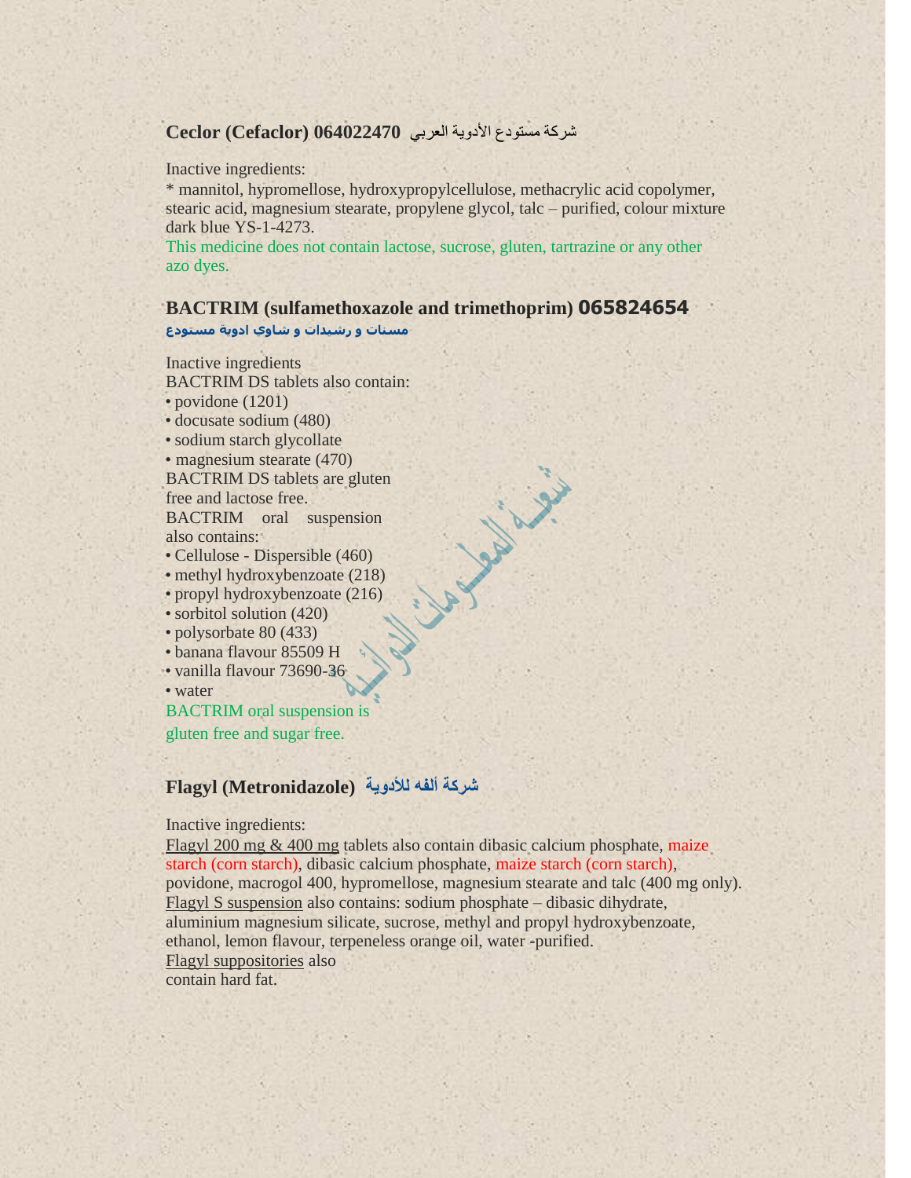## Ceclor (Cefaclor) 064022470 شركة مستودع الأدوية العربي

Inactive ingredients:

* mannitol, hypromellose, hydroxypropylcellulose, methacrylic acid copolymer, stearic acid, magnesium stearate, propylene glycol, talc – purified, colour mixture dark blue YS-1-4273.

This medicine does not contain lactose, sucrose, gluten, tartrazine or any other azo dyes.

## BACTRIM (sulfamethoxazole and trimethoprim) 065824654

مستودع ادوية شاوي و رشيدات و مسنات

Inactive ingredients

BACTRIM DS tablets also contain:

- povidone (1201)
- docusate sodium (480)
- sodium starch glycollate
- magnesium stearate (470)

BACTRIM DS tablets are gluten free and lactose free.

BACTRIM oral suspension also contains:

- Cellulose - Dispersible (460)
- methyl hydroxybenzoate (218)
- propyl hydroxybenzoate (216)
- sorbitol solution (420)
- polysorbate 80 (433)
- banana flavour 85509 H
- vanilla flavour 73690-36
- water

BACTRIM oral suspension is gluten free and sugar free.

## Flagyl (Metronidazole) شركة ألفه للأدوية

Inactive ingredients:

Flagyl 200 mg & 400 mg tablets also contain dibasic calcium phosphate, maize starch (corn starch), dibasic calcium phosphate, maize starch (corn starch), povidone, macrogol 400, hypromellose, magnesium stearate and talc (400 mg only).

Flagyl S suspension also contains: sodium phosphate – dibasic dihydrate, aluminium magnesium silicate, sucrose, methyl and propyl hydroxybenzoate, ethanol, lemon flavour, terpeneless orange oil, water -purified.

Flagyl suppositories also contain hard fat.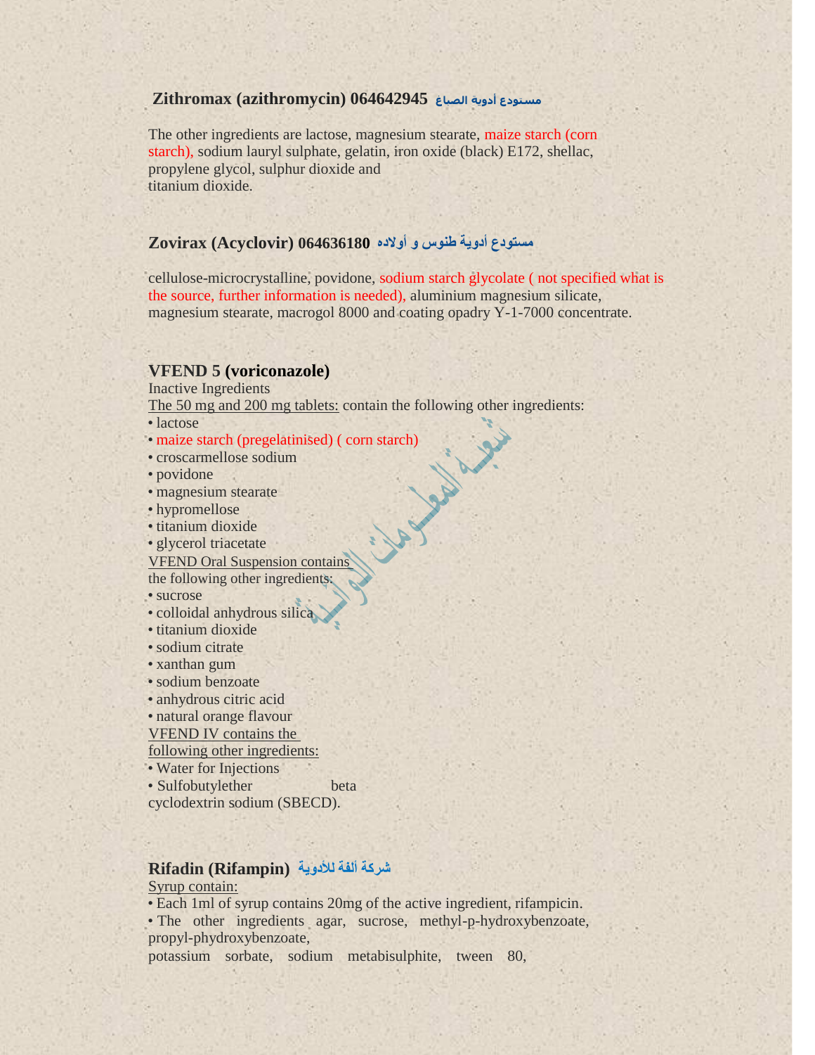## Zithromax (azithromycin) 064642945 مستودع أدوية الصباغ

The other ingredients are lactose, magnesium stearate, maize starch (corn starch), sodium lauryl sulphate, gelatin, iron oxide (black) E172, shellac, propylene glycol, sulphur dioxide and titanium dioxide.

## Zovirax (Acyclovir) 064636180 مستودع أدوية طنوس و أولاده

cellulose-microcrystalline, povidone, sodium starch glycolate ( not specified what is the source, further information is needed), aluminium magnesium silicate, magnesium stearate, macrogol 8000 and coating opadry Y-1-7000 concentrate.

## VFEND 5 (voriconazole)

Inactive Ingredients

The 50 mg and 200 mg tablets: contain the following other ingredients:

- lactose
- maize starch (pregelatinised) ( corn starch)
- croscarmellose sodium
- povidone
- magnesium stearate
- hypromellose
- titanium dioxide
- glycerol triacetate

VFEND Oral Suspension contains the following other ingredients:

- sucrose
- colloidal anhydrous silica
- titanium dioxide
- sodium citrate
- xanthan gum
- sodium benzoate
- anhydrous citric acid
- natural orange flavour

VFEND IV contains the following other ingredients:

- Water for Injections
- Sulfobutylether beta cyclodextrin sodium (SBECD).

## Rifadin (Rifampin) شركة ألفة للأدوية

Syrup contain:

- Each 1ml of syrup contains 20mg of the active ingredient, rifampicin.
- The other ingredients agar, sucrose, methyl-p-hydroxybenzoate, propyl-phydroxybenzoate, potassium sorbate, sodium metabisulphite, tween 80,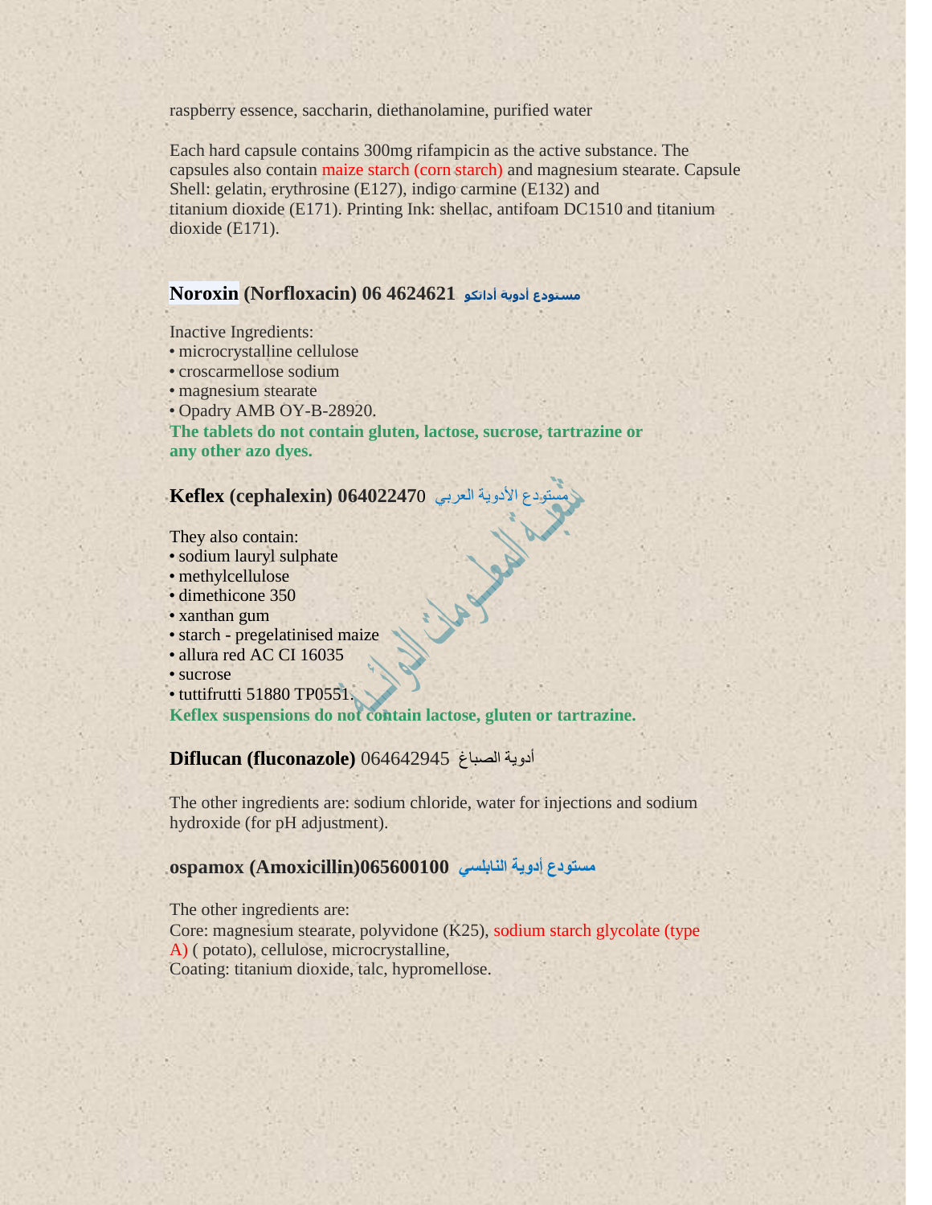raspberry essence, saccharin, diethanolamine, purified water

Each hard capsule contains 300mg rifampicin as the active substance. The capsules also contain maize starch (corn starch) and magnesium stearate. Capsule Shell: gelatin, erythrosine (E127), indigo carmine (E132) and titanium dioxide (E171). Printing Ink: shellac, antifoam DC1510 and titanium dioxide (E171).

### Noroxin (Norfloxacin) 06 4624621 مستودع أدوية أداتكو

Inactive Ingredients:

- microcrystalline cellulose
- croscarmellose sodium
- magnesium stearate
- Opadry AMB OY-B-28920.

**The tablets do not contain gluten, lactose, sucrose, tartrazine or any other azo dyes.**

### Keflex (cephalexin) 064022470 مستودع الأدوية العربي

They also contain:

- sodium lauryl sulphate
- methylcellulose
- dimethicone 350
- xanthan gum
- starch - pregelatinised maize
- allura red AC CI 16035
- sucrose
- tuttifrutti 51880 TP0551.

**Keflex suspensions do not contain lactose, gluten or tartrazine.**

### Diflucan (fluconazole) 064642945 أدوية الصباغ

The other ingredients are: sodium chloride, water for injections and sodium hydroxide (for pH adjustment).

### ospamox (Amoxicillin)065600100 مستودع أدوية النابلسي

The other ingredients are:
Core: magnesium stearate, polyvidone (K25), sodium starch glycolate (type A) ( potato), cellulose, microcrystalline,
Coating: titanium dioxide, talc, hypromellose.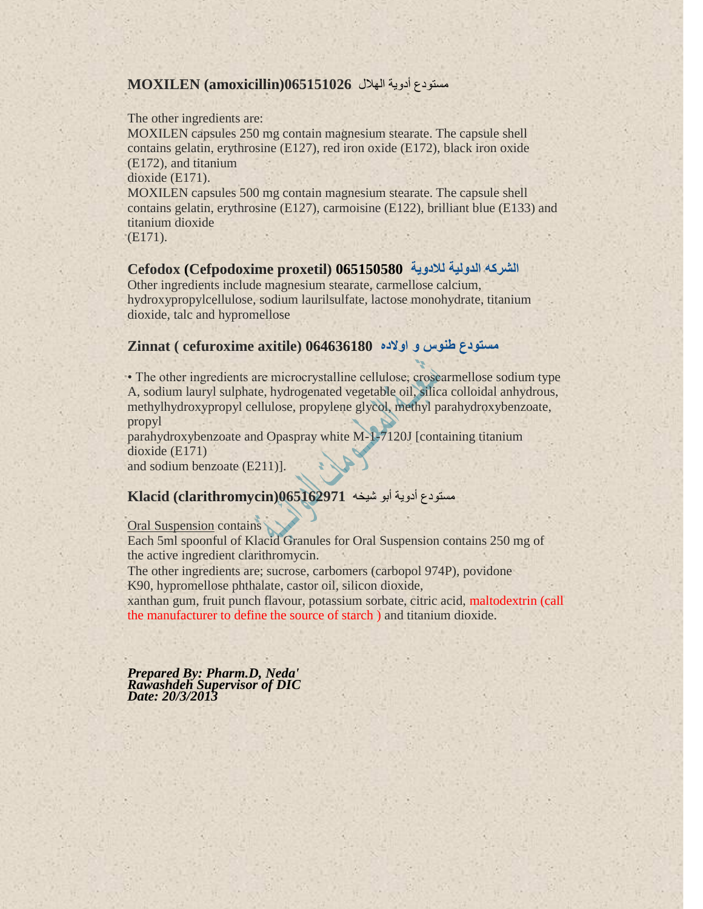## MOXILEN (amoxicillin)065151026 مستودع أدوية الهلال

The other ingredients are:
MOXILEN capsules 250 mg contain magnesium stearate. The capsule shell contains gelatin, erythrosine (E127), red iron oxide (E172), black iron oxide (E172), and titanium
dioxide (E171).
MOXILEN capsules 500 mg contain magnesium stearate. The capsule shell contains gelatin, erythrosine (E127), carmoisine (E122), brilliant blue (E133) and titanium dioxide
(E171).

## Cefodox (Cefpodoxime proxetil) 065150580 الشركه الدولية للادوية

Other ingredients include magnesium stearate, carmellose calcium, hydroxypropylcellulose, sodium laurilsulfate, lactose monohydrate, titanium dioxide, talc and hypromellose

## Zinnat ( cefuroxime axitile) 064636180 مستودع طنوس و اولاده

• The other ingredients are microcrystalline cellulose, croscarmellose sodium type A, sodium lauryl sulphate, hydrogenated vegetable oil, silica colloidal anhydrous, methylhydroxypropyl cellulose, propylene glycol, methyl parahydroxybenzoate, propyl
parahydroxybenzoate and Opaspray white M-1-7120J [containing titanium dioxide (E171)
and sodium benzoate (E211)].

## Klacid (clarithromycin)065162971 مستودع أدوية أبو شيخه

Oral Suspension contains
Each 5ml spoonful of Klacid Granules for Oral Suspension contains 250 mg of the active ingredient clarithromycin.
The other ingredients are; sucrose, carbomers (carbopol 974P), povidone K90, hypromellose phthalate, castor oil, silicon dioxide,
xanthan gum, fruit punch flavour, potassium sorbate, citric acid, maltodextrin (call the manufacturer to define the source of starch ) and titanium dioxide.

***Prepared By: Pharm.D, Neda' Rawashdeh Supervisor of DIC***
***Date: 20/3/2013***